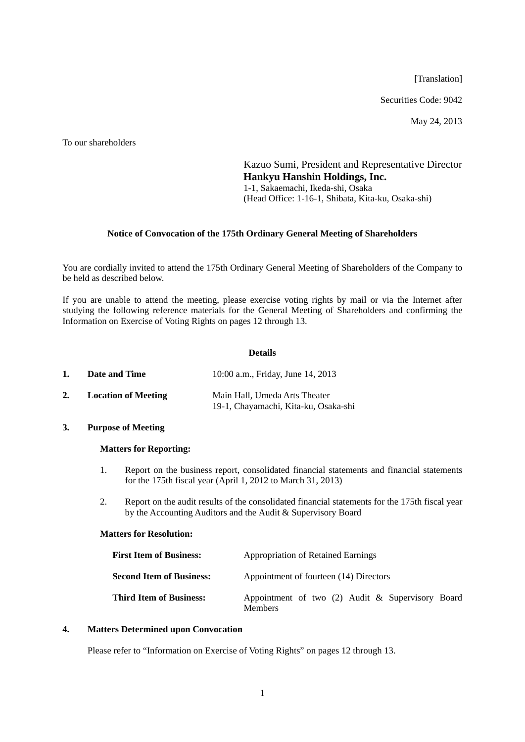[Translation]

Securities Code: 9042

May 24, 2013

To our shareholders

Kazuo Sumi, President and Representative Director
**Hankyu Hanshin Holdings, Inc.**
1-1, Sakaemachi, Ikeda-shi, Osaka
(Head Office: 1-16-1, Shibata, Kita-ku, Osaka-shi)

## Notice of Convocation of the 175th Ordinary General Meeting of Shareholders

You are cordially invited to attend the 175th Ordinary General Meeting of Shareholders of the Company to be held as described below.

If you are unable to attend the meeting, please exercise voting rights by mail or via the Internet after studying the following reference materials for the General Meeting of Shareholders and confirming the Information on Exercise of Voting Rights on pages 12 through 13.

### Details

**1. Date and Time** 10:00 a.m., Friday, June 14, 2013

**2. Location of Meeting** Main Hall, Umeda Arts Theater
19-1, Chayamachi, Kita-ku, Osaka-shi

**3. Purpose of Meeting**

**Matters for Reporting:**

1. Report on the business report, consolidated financial statements and financial statements for the 175th fiscal year (April 1, 2012 to March 31, 2013)
2. Report on the audit results of the consolidated financial statements for the 175th fiscal year by the Accounting Auditors and the Audit & Supervisory Board

**Matters for Resolution:**

**First Item of Business:** Appropriation of Retained Earnings

**Second Item of Business:** Appointment of fourteen (14) Directors

**Third Item of Business:** Appointment of two (2) Audit & Supervisory Board Members

**4. Matters Determined upon Convocation**

Please refer to "Information on Exercise of Voting Rights" on pages 12 through 13.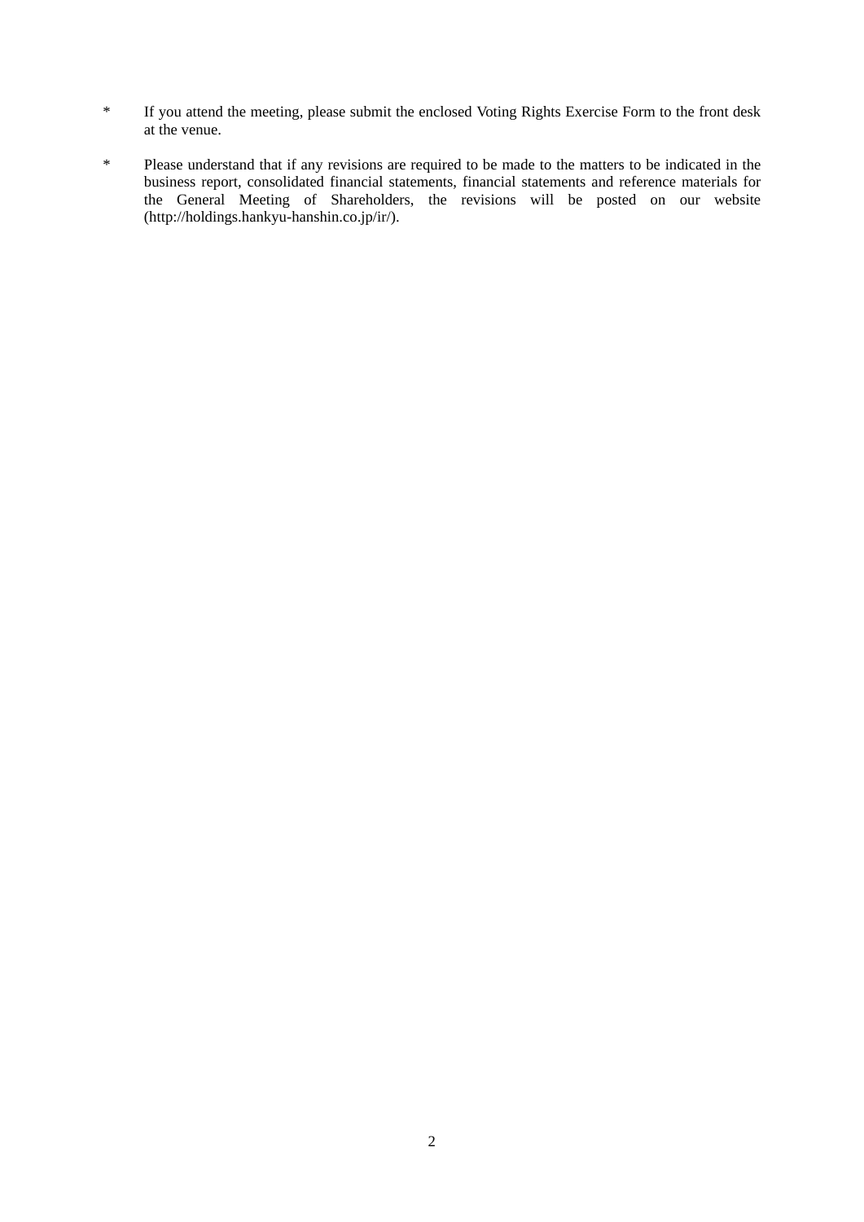* If you attend the meeting, please submit the enclosed Voting Rights Exercise Form to the front desk at the venue.

* Please understand that if any revisions are required to be made to the matters to be indicated in the business report, consolidated financial statements, financial statements and reference materials for the General Meeting of Shareholders, the revisions will be posted on our website (http://holdings.hankyu-hanshin.co.jp/ir/).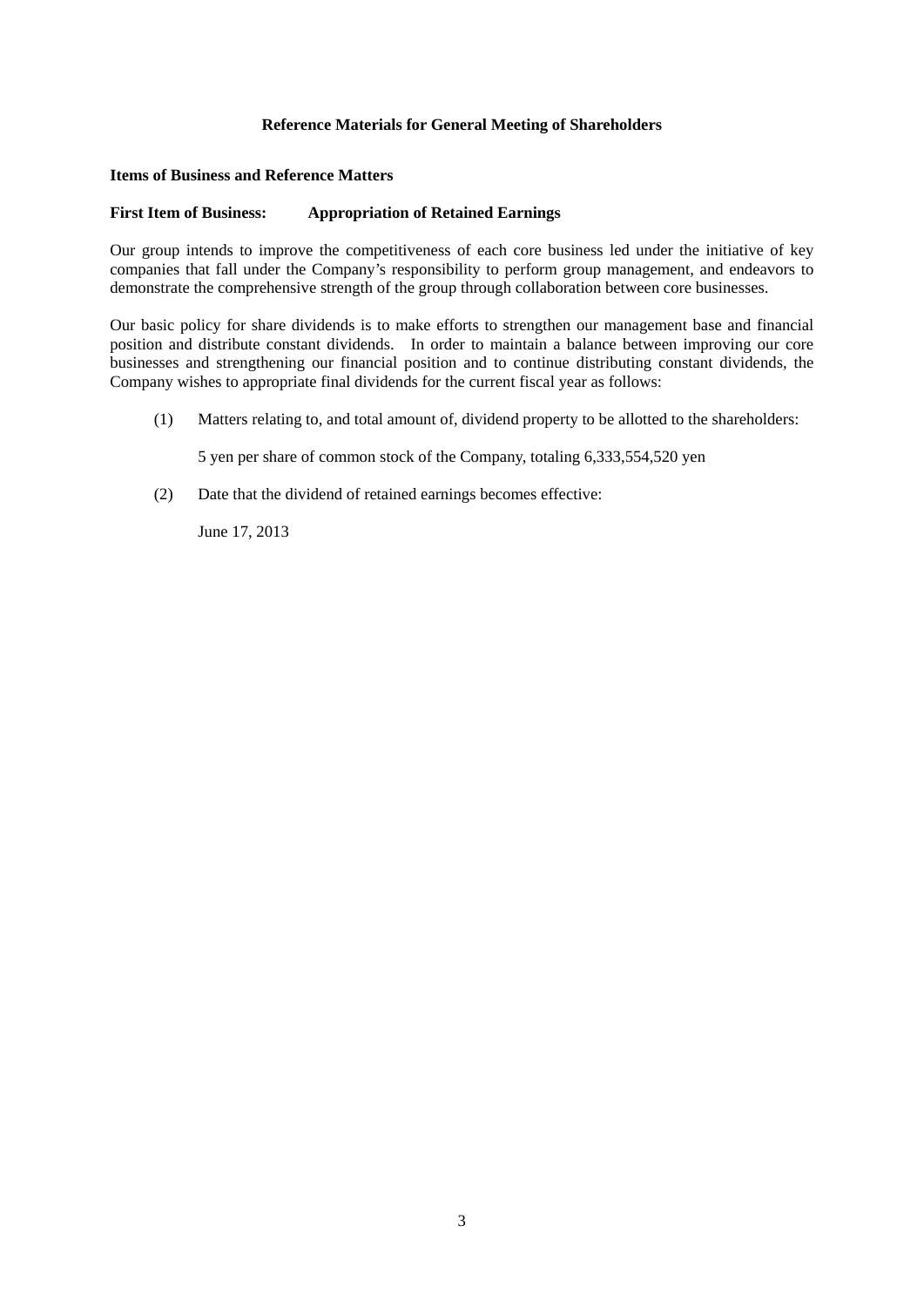# Reference Materials for General Meeting of Shareholders

## Items of Business and Reference Matters

### First Item of Business: Appropriation of Retained Earnings

Our group intends to improve the competitiveness of each core business led under the initiative of key companies that fall under the Company's responsibility to perform group management, and endeavors to demonstrate the comprehensive strength of the group through collaboration between core businesses.

Our basic policy for share dividends is to make efforts to strengthen our management base and financial position and distribute constant dividends. In order to maintain a balance between improving our core businesses and strengthening our financial position and to continue distributing constant dividends, the Company wishes to appropriate final dividends for the current fiscal year as follows:

(1) Matters relating to, and total amount of, dividend property to be allotted to the shareholders:

5 yen per share of common stock of the Company, totaling 6,333,554,520 yen

(2) Date that the dividend of retained earnings becomes effective:

June 17, 2013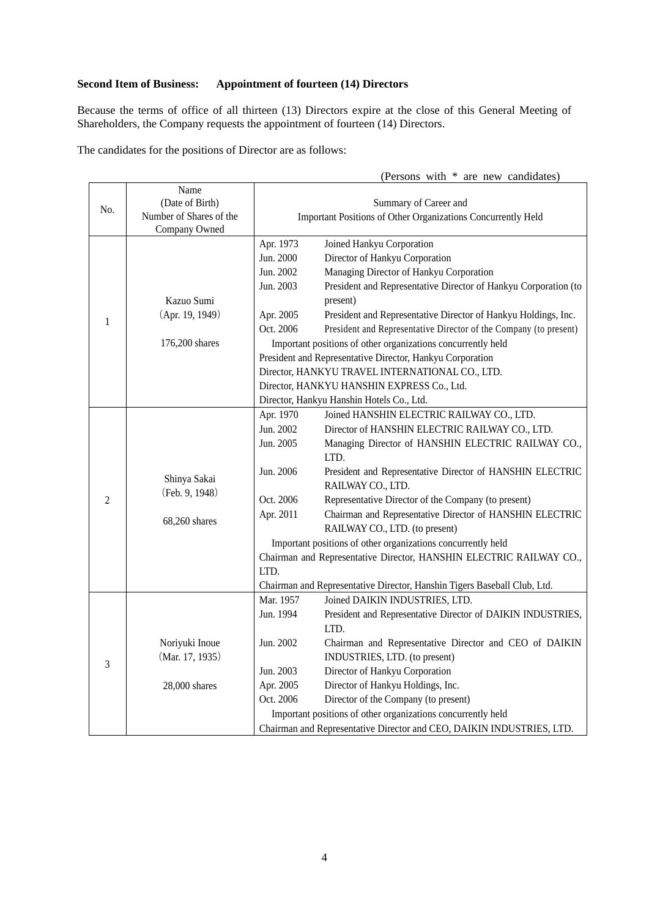**Second Item of Business: Appointment of fourteen (14) Directors**

Because the terms of office of all thirteen (13) Directors expire at the close of this General Meeting of Shareholders, the Company requests the appointment of fourteen (14) Directors.

The candidates for the positions of Director are as follows:

(Persons with * are new candidates)

| No. | Name (Date of Birth) Number of Shares of the Company Owned | Summary of Career and Important Positions of Other Organizations Concurrently Held |
|---|---|---|
| 1 | Kazuo Sumi (Apr. 19, 1949) 176,200 shares | Apr. 1973 Joined Hankyu Corporation<br>Jun. 2000 Director of Hankyu Corporation<br>Jun. 2002 Managing Director of Hankyu Corporation<br>Jun. 2003 President and Representative Director of Hankyu Corporation (to present)<br>Apr. 2005 President and Representative Director of Hankyu Holdings, Inc.<br>Oct. 2006 President and Representative Director of the Company (to present)<br>Important positions of other organizations concurrently held<br>President and Representative Director, Hankyu Corporation<br>Director, HANKYU TRAVEL INTERNATIONAL CO., LTD.<br>Director, HANKYU HANSHIN EXPRESS Co., Ltd.<br>Director, Hankyu Hanshin Hotels Co., Ltd. |
| 2 | Shinya Sakai (Feb. 9, 1948) 68,260 shares | Apr. 1970 Joined HANSHIN ELECTRIC RAILWAY CO., LTD.<br>Jun. 2002 Director of HANSHIN ELECTRIC RAILWAY CO., LTD.<br>Jun. 2005 Managing Director of HANSHIN ELECTRIC RAILWAY CO., LTD.<br>Jun. 2006 President and Representative Director of HANSHIN ELECTRIC RAILWAY CO., LTD.<br>Oct. 2006 Representative Director of the Company (to present)<br>Apr. 2011 Chairman and Representative Director of HANSHIN ELECTRIC RAILWAY CO., LTD. (to present)<br>Important positions of other organizations concurrently held<br>Chairman and Representative Director, HANSHIN ELECTRIC RAILWAY CO., LTD.<br>Chairman and Representative Director, Hanshin Tigers Baseball Club, Ltd. |
| 3 | Noriyuki Inoue (Mar. 17, 1935) 28,000 shares | Mar. 1957 Joined DAIKIN INDUSTRIES, LTD.<br>Jun. 1994 President and Representative Director of DAIKIN INDUSTRIES, LTD.<br>Jun. 2002 Chairman and Representative Director and CEO of DAIKIN INDUSTRIES, LTD. (to present)<br>Jun. 2003 Director of Hankyu Corporation<br>Apr. 2005 Director of Hankyu Holdings, Inc.<br>Oct. 2006 Director of the Company (to present)<br>Important positions of other organizations concurrently held<br>Chairman and Representative Director and CEO, DAIKIN INDUSTRIES, LTD. |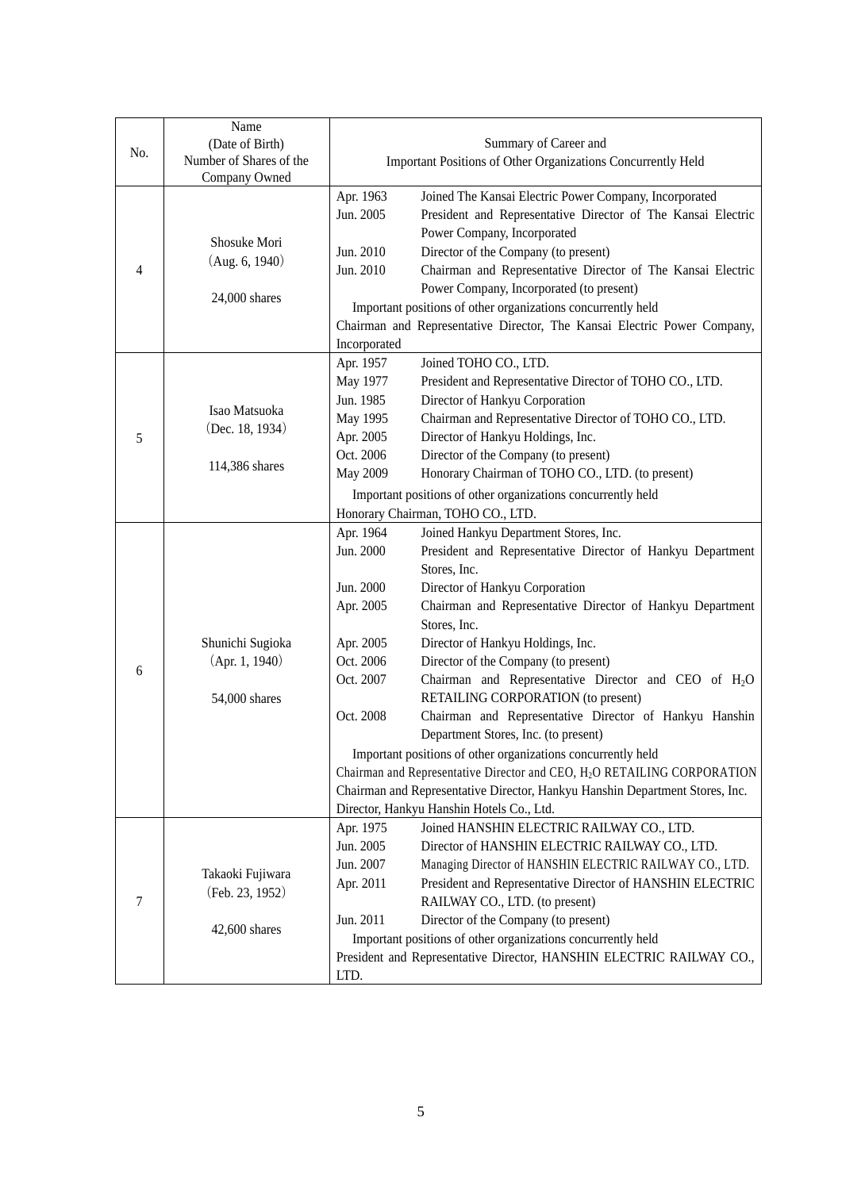| No. | Name (Date of Birth) Number of Shares of the Company Owned | Summary of Career and Important Positions of Other Organizations Concurrently Held |
|---|---|---|
| 4 | Shosuke Mori (Aug. 6, 1940) 24,000 shares | Apr. 1963 Joined The Kansai Electric Power Company, Incorporated<br>Jun. 2005 President and Representative Director of The Kansai Electric Power Company, Incorporated<br>Jun. 2010 Director of the Company (to present)<br>Jun. 2010 Chairman and Representative Director of The Kansai Electric Power Company, Incorporated (to present)<br>Important positions of other organizations concurrently held<br>Chairman and Representative Director, The Kansai Electric Power Company, Incorporated |
| 5 | Isao Matsuoka (Dec. 18, 1934) 114,386 shares | Apr. 1957 Joined TOHO CO., LTD.<br>May 1977 President and Representative Director of TOHO CO., LTD.<br>Jun. 1985 Director of Hankyu Corporation<br>May 1995 Chairman and Representative Director of TOHO CO., LTD.<br>Apr. 2005 Director of Hankyu Holdings, Inc.<br>Oct. 2006 Director of the Company (to present)<br>May 2009 Honorary Chairman of TOHO CO., LTD. (to present)<br>Important positions of other organizations concurrently held<br>Honorary Chairman, TOHO CO., LTD. |
| 6 | Shunichi Sugioka (Apr. 1, 1940) 54,000 shares | Apr. 1964 Joined Hankyu Department Stores, Inc.<br>Jun. 2000 President and Representative Director of Hankyu Department Stores, Inc.<br>Jun. 2000 Director of Hankyu Corporation<br>Apr. 2005 Chairman and Representative Director of Hankyu Department Stores, Inc.<br>Apr. 2005 Director of Hankyu Holdings, Inc.<br>Oct. 2006 Director of the Company (to present)<br>Oct. 2007 Chairman and Representative Director and CEO of $H_2O$ RETAILING CORPORATION (to present)<br>Oct. 2008 Chairman and Representative Director of Hankyu Hanshin Department Stores, Inc. (to present)<br>Important positions of other organizations concurrently held<br>Chairman and Representative Director and CEO, $H_2O$ RETAILING CORPORATION<br>Chairman and Representative Director, Hankyu Hanshin Department Stores, Inc.<br>Director, Hankyu Hanshin Hotels Co., Ltd. |
| 7 | Takaoki Fujiwara (Feb. 23, 1952) 42,600 shares | Apr. 1975 Joined HANSHIN ELECTRIC RAILWAY CO., LTD.<br>Jun. 2005 Director of HANSHIN ELECTRIC RAILWAY CO., LTD.<br>Jun. 2007 Managing Director of HANSHIN ELECTRIC RAILWAY CO., LTD.<br>Apr. 2011 President and Representative Director of HANSHIN ELECTRIC RAILWAY CO., LTD. (to present)<br>Jun. 2011 Director of the Company (to present)<br>Important positions of other organizations concurrently held<br>President and Representative Director, HANSHIN ELECTRIC RAILWAY CO., LTD. |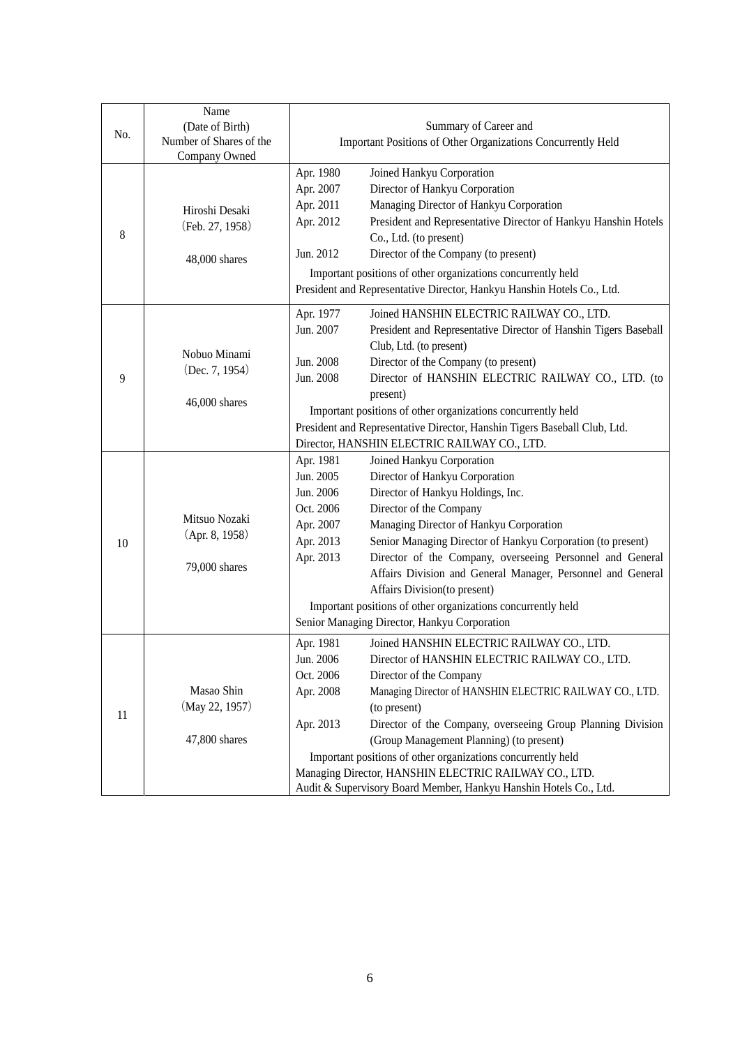| No. | Name (Date of Birth) Number of Shares of the Company Owned | Summary of Career and Important Positions of Other Organizations Concurrently Held |
|---|---|---|
| 8 | Hiroshi Desaki (Feb. 27, 1958) 48,000 shares | Apr. 1980 Joined Hankyu Corporation<br>Apr. 2007 Director of Hankyu Corporation<br>Apr. 2011 Managing Director of Hankyu Corporation<br>Apr. 2012 President and Representative Director of Hankyu Hanshin Hotels Co., Ltd. (to present)<br>Jun. 2012 Director of the Company (to present)<br>Important positions of other organizations concurrently held<br>President and Representative Director, Hankyu Hanshin Hotels Co., Ltd. |
| 9 | Nobuo Minami (Dec. 7, 1954) 46,000 shares | Apr. 1977 Joined HANSHIN ELECTRIC RAILWAY CO., LTD.<br>Jun. 2007 President and Representative Director of Hanshin Tigers Baseball Club, Ltd. (to present)<br>Jun. 2008 Director of the Company (to present)<br>Jun. 2008 Director of HANSHIN ELECTRIC RAILWAY CO., LTD. (to present)<br>Important positions of other organizations concurrently held<br>President and Representative Director, Hanshin Tigers Baseball Club, Ltd.<br>Director, HANSHIN ELECTRIC RAILWAY CO., LTD. |
| 10 | Mitsuo Nozaki (Apr. 8, 1958) 79,000 shares | Apr. 1981 Joined Hankyu Corporation<br>Jun. 2005 Director of Hankyu Corporation<br>Jun. 2006 Director of Hankyu Holdings, Inc.<br>Oct. 2006 Director of the Company<br>Apr. 2007 Managing Director of Hankyu Corporation<br>Apr. 2013 Senior Managing Director of Hankyu Corporation (to present)<br>Apr. 2013 Director of the Company, overseeing Personnel and General Affairs Division and General Manager, Personnel and General Affairs Division(to present)<br>Important positions of other organizations concurrently held<br>Senior Managing Director, Hankyu Corporation |
| 11 | Masao Shin (May 22, 1957) 47,800 shares | Apr. 1981 Joined HANSHIN ELECTRIC RAILWAY CO., LTD.<br>Jun. 2006 Director of HANSHIN ELECTRIC RAILWAY CO., LTD.<br>Oct. 2006 Director of the Company<br>Apr. 2008 Managing Director of HANSHIN ELECTRIC RAILWAY CO., LTD. (to present)<br>Apr. 2013 Director of the Company, overseeing Group Planning Division (Group Management Planning) (to present)<br>Important positions of other organizations concurrently held<br>Managing Director, HANSHIN ELECTRIC RAILWAY CO., LTD.<br>Audit & Supervisory Board Member, Hankyu Hanshin Hotels Co., Ltd. |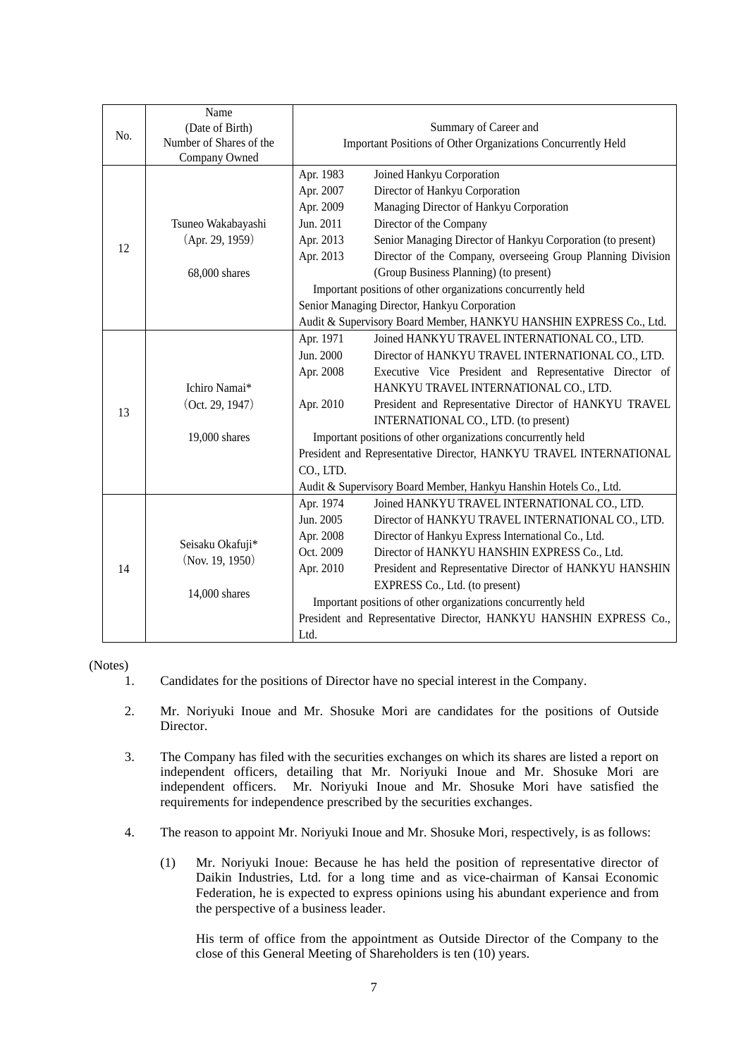| No. | Name (Date of Birth) Number of Shares of the Company Owned | Summary of Career and Important Positions of Other Organizations Concurrently Held |
|---|---|---|
| 12 | Tsuneo Wakabayashi (Apr. 29, 1959) 68,000 shares | Apr. 1983 Joined Hankyu Corporation<br>Apr. 2007 Director of Hankyu Corporation<br>Apr. 2009 Managing Director of Hankyu Corporation<br>Jun. 2011 Director of the Company<br>Apr. 2013 Senior Managing Director of Hankyu Corporation (to present)<br>Apr. 2013 Director of the Company, overseeing Group Planning Division (Group Business Planning) (to present)<br>Important positions of other organizations concurrently held<br>Senior Managing Director, Hankyu Corporation<br>Audit & Supervisory Board Member, HANKYU HANSHIN EXPRESS Co., Ltd. |
| 13 | Ichiro Namai* (Oct. 29, 1947) 19,000 shares | Apr. 1971 Joined HANKYU TRAVEL INTERNATIONAL CO., LTD.<br>Jun. 2000 Director of HANKYU TRAVEL INTERNATIONAL CO., LTD.<br>Apr. 2008 Executive Vice President and Representative Director of HANKYU TRAVEL INTERNATIONAL CO., LTD.<br>Apr. 2010 President and Representative Director of HANKYU TRAVEL INTERNATIONAL CO., LTD. (to present)<br>Important positions of other organizations concurrently held<br>President and Representative Director, HANKYU TRAVEL INTERNATIONAL CO., LTD.<br>Audit & Supervisory Board Member, Hankyu Hanshin Hotels Co., Ltd. |
| 14 | Seisaku Okafuji* (Nov. 19, 1950) 14,000 shares | Apr. 1974 Joined HANKYU TRAVEL INTERNATIONAL CO., LTD.<br>Jun. 2005 Director of HANKYU TRAVEL INTERNATIONAL CO., LTD.<br>Apr. 2008 Director of Hankyu Express International Co., Ltd.<br>Oct. 2009 Director of HANKYU HANSHIN EXPRESS Co., Ltd.<br>Apr. 2010 President and Representative Director of HANKYU HANSHIN EXPRESS Co., Ltd. (to present)<br>Important positions of other organizations concurrently held<br>President and Representative Director, HANKYU HANSHIN EXPRESS Co., Ltd. |

(Notes)

1. Candidates for the positions of Director have no special interest in the Company.

2. Mr. Noriyuki Inoue and Mr. Shosuke Mori are candidates for the positions of Outside Director.

3. The Company has filed with the securities exchanges on which its shares are listed a report on independent officers, detailing that Mr. Noriyuki Inoue and Mr. Shosuke Mori are independent officers. Mr. Noriyuki Inoue and Mr. Shosuke Mori have satisfied the requirements for independence prescribed by the securities exchanges.

4. The reason to appoint Mr. Noriyuki Inoue and Mr. Shosuke Mori, respectively, is as follows:

   (1) Mr. Noriyuki Inoue: Because he has held the position of representative director of Daikin Industries, Ltd. for a long time and as vice-chairman of Kansai Economic Federation, he is expected to express opinions using his abundant experience and from the perspective of a business leader.

   His term of office from the appointment as Outside Director of the Company to the close of this General Meeting of Shareholders is ten (10) years.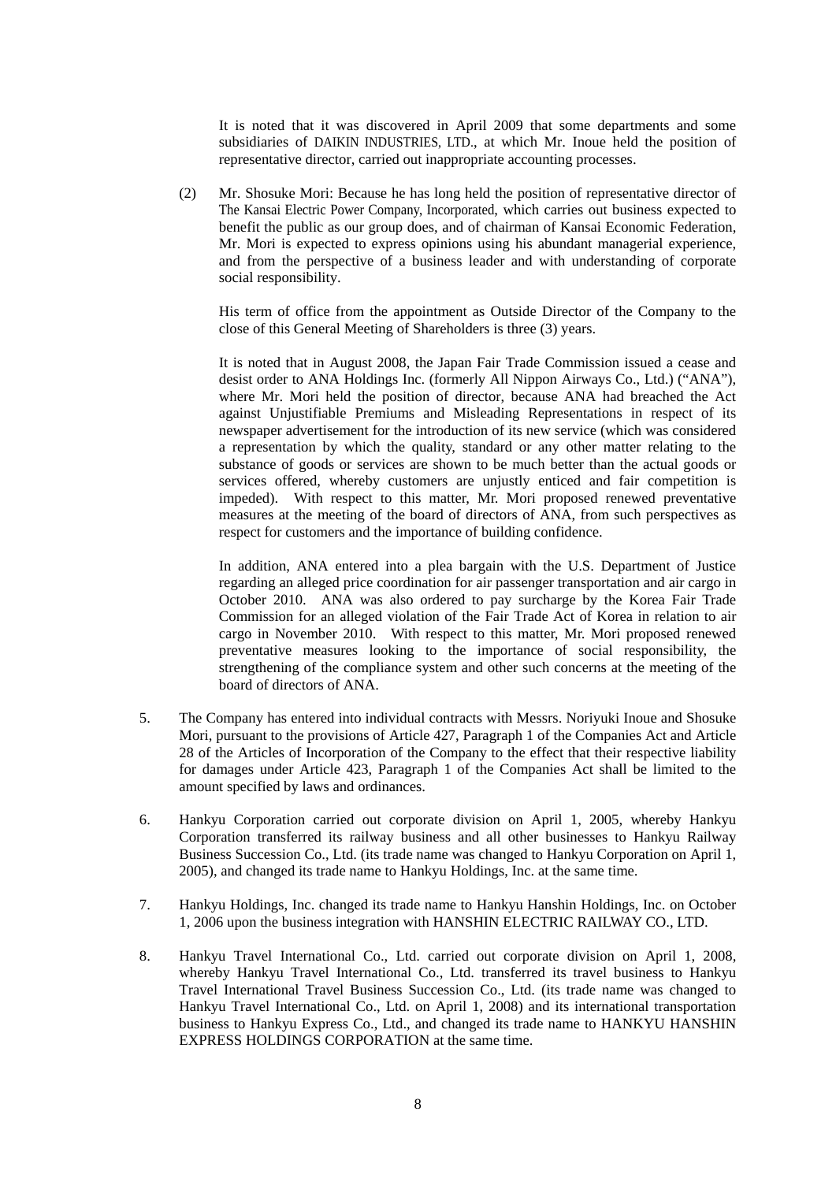It is noted that it was discovered in April 2009 that some departments and some subsidiaries of DAIKIN INDUSTRIES, LTD., at which Mr. Inoue held the position of representative director, carried out inappropriate accounting processes.

(2) Mr. Shosuke Mori: Because he has long held the position of representative director of The Kansai Electric Power Company, Incorporated, which carries out business expected to benefit the public as our group does, and of chairman of Kansai Economic Federation, Mr. Mori is expected to express opinions using his abundant managerial experience, and from the perspective of a business leader and with understanding of corporate social responsibility.

His term of office from the appointment as Outside Director of the Company to the close of this General Meeting of Shareholders is three (3) years.

It is noted that in August 2008, the Japan Fair Trade Commission issued a cease and desist order to ANA Holdings Inc. (formerly All Nippon Airways Co., Ltd.) ("ANA"), where Mr. Mori held the position of director, because ANA had breached the Act against Unjustifiable Premiums and Misleading Representations in respect of its newspaper advertisement for the introduction of its new service (which was considered a representation by which the quality, standard or any other matter relating to the substance of goods or services are shown to be much better than the actual goods or services offered, whereby customers are unjustly enticed and fair competition is impeded). With respect to this matter, Mr. Mori proposed renewed preventative measures at the meeting of the board of directors of ANA, from such perspectives as respect for customers and the importance of building confidence.

In addition, ANA entered into a plea bargain with the U.S. Department of Justice regarding an alleged price coordination for air passenger transportation and air cargo in October 2010. ANA was also ordered to pay surcharge by the Korea Fair Trade Commission for an alleged violation of the Fair Trade Act of Korea in relation to air cargo in November 2010. With respect to this matter, Mr. Mori proposed renewed preventative measures looking to the importance of social responsibility, the strengthening of the compliance system and other such concerns at the meeting of the board of directors of ANA.

5. The Company has entered into individual contracts with Messrs. Noriyuki Inoue and Shosuke Mori, pursuant to the provisions of Article 427, Paragraph 1 of the Companies Act and Article 28 of the Articles of Incorporation of the Company to the effect that their respective liability for damages under Article 423, Paragraph 1 of the Companies Act shall be limited to the amount specified by laws and ordinances.

6. Hankyu Corporation carried out corporate division on April 1, 2005, whereby Hankyu Corporation transferred its railway business and all other businesses to Hankyu Railway Business Succession Co., Ltd. (its trade name was changed to Hankyu Corporation on April 1, 2005), and changed its trade name to Hankyu Holdings, Inc. at the same time.

7. Hankyu Holdings, Inc. changed its trade name to Hankyu Hanshin Holdings, Inc. on October 1, 2006 upon the business integration with HANSHIN ELECTRIC RAILWAY CO., LTD.

8. Hankyu Travel International Co., Ltd. carried out corporate division on April 1, 2008, whereby Hankyu Travel International Co., Ltd. transferred its travel business to Hankyu Travel International Travel Business Succession Co., Ltd. (its trade name was changed to Hankyu Travel International Co., Ltd. on April 1, 2008) and its international transportation business to Hankyu Express Co., Ltd., and changed its trade name to HANKYU HANSHIN EXPRESS HOLDINGS CORPORATION at the same time.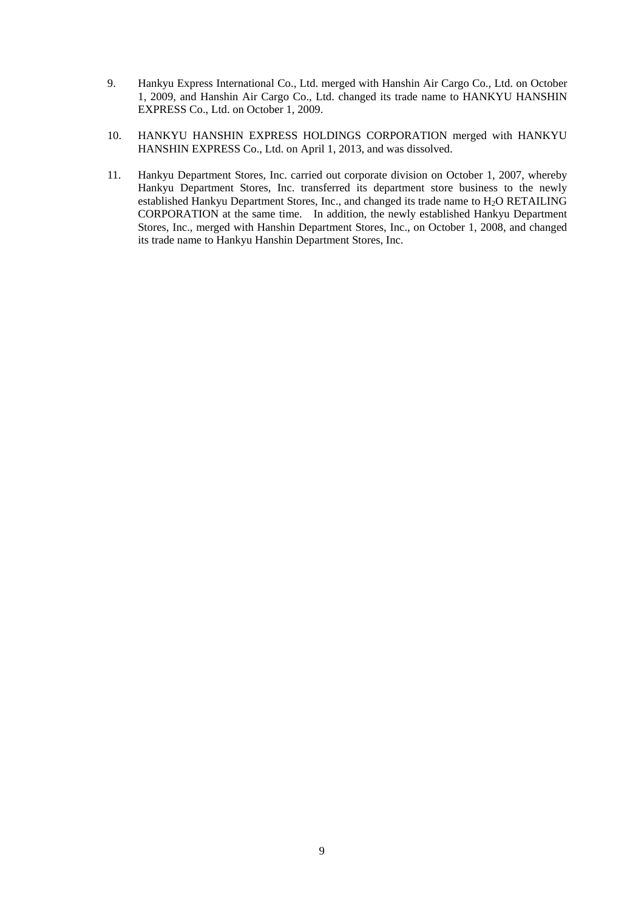9. Hankyu Express International Co., Ltd. merged with Hanshin Air Cargo Co., Ltd. on October 1, 2009, and Hanshin Air Cargo Co., Ltd. changed its trade name to HANKYU HANSHIN EXPRESS Co., Ltd. on October 1, 2009.

10. HANKYU HANSHIN EXPRESS HOLDINGS CORPORATION merged with HANKYU HANSHIN EXPRESS Co., Ltd. on April 1, 2013, and was dissolved.

11. Hankyu Department Stores, Inc. carried out corporate division on October 1, 2007, whereby Hankyu Department Stores, Inc. transferred its department store business to the newly established Hankyu Department Stores, Inc., and changed its trade name to $H_2O$ RETAILING CORPORATION at the same time. In addition, the newly established Hankyu Department Stores, Inc., merged with Hanshin Department Stores, Inc., on October 1, 2008, and changed its trade name to Hankyu Hanshin Department Stores, Inc.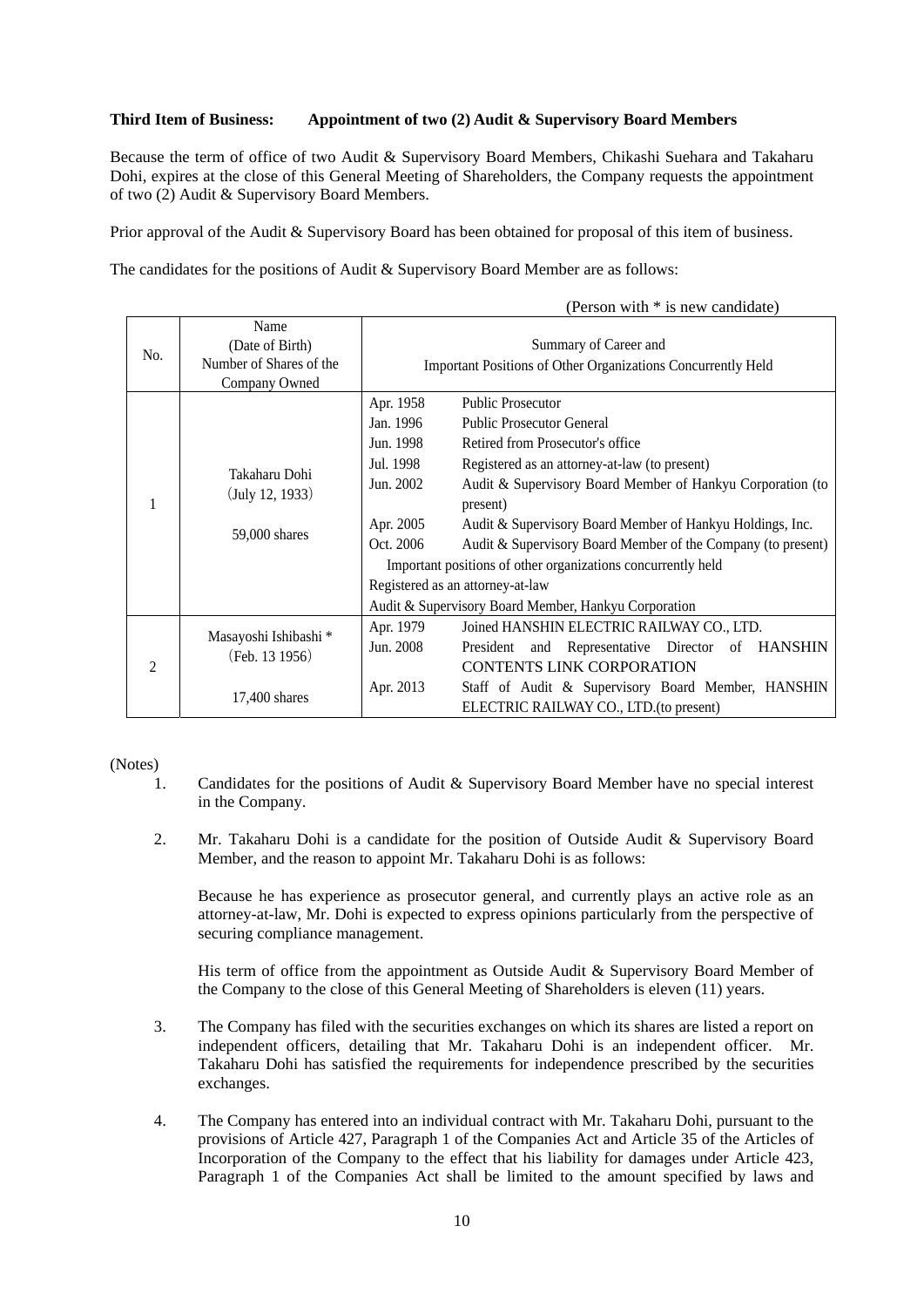**Third Item of Business: Appointment of two (2) Audit & Supervisory Board Members**

Because the term of office of two Audit & Supervisory Board Members, Chikashi Suehara and Takaharu Dohi, expires at the close of this General Meeting of Shareholders, the Company requests the appointment of two (2) Audit & Supervisory Board Members.

Prior approval of the Audit & Supervisory Board has been obtained for proposal of this item of business.

The candidates for the positions of Audit & Supervisory Board Member are as follows:

(Person with * is new candidate)

| No. | Name (Date of Birth) Number of Shares of the Company Owned | Summary of Career and Important Positions of Other Organizations Concurrently Held |
|---|---|---|
| 1 | Takaharu Dohi (July 12, 1933) 59,000 shares | Apr. 1958 Public Prosecutor<br>Jan. 1996 Public Prosecutor General<br>Jun. 1998 Retired from Prosecutor's office<br>Jul. 1998 Registered as an attorney-at-law (to present)<br>Jun. 2002 Audit & Supervisory Board Member of Hankyu Corporation (to present)<br>Apr. 2005 Audit & Supervisory Board Member of Hankyu Holdings, Inc.<br>Oct. 2006 Audit & Supervisory Board Member of the Company (to present)<br>Important positions of other organizations concurrently held<br>Registered as an attorney-at-law<br>Audit & Supervisory Board Member, Hankyu Corporation |
| 2 | Masayoshi Ishibashi * (Feb. 13 1956) 17,400 shares | Apr. 1979 Joined HANSHIN ELECTRIC RAILWAY CO., LTD.<br>Jun. 2008 President and Representative Director of HANSHIN CONTENTS LINK CORPORATION<br>Apr. 2013 Staff of Audit & Supervisory Board Member, HANSHIN ELECTRIC RAILWAY CO., LTD.(to present) |

(Notes)

1. Candidates for the positions of Audit & Supervisory Board Member have no special interest in the Company.

2. Mr. Takaharu Dohi is a candidate for the position of Outside Audit & Supervisory Board Member, and the reason to appoint Mr. Takaharu Dohi is as follows:

   Because he has experience as prosecutor general, and currently plays an active role as an attorney-at-law, Mr. Dohi is expected to express opinions particularly from the perspective of securing compliance management.

   His term of office from the appointment as Outside Audit & Supervisory Board Member of the Company to the close of this General Meeting of Shareholders is eleven (11) years.

3. The Company has filed with the securities exchanges on which its shares are listed a report on independent officers, detailing that Mr. Takaharu Dohi is an independent officer. Mr. Takaharu Dohi has satisfied the requirements for independence prescribed by the securities exchanges.

4. The Company has entered into an individual contract with Mr. Takaharu Dohi, pursuant to the provisions of Article 427, Paragraph 1 of the Companies Act and Article 35 of the Articles of Incorporation of the Company to the effect that his liability for damages under Article 423, Paragraph 1 of the Companies Act shall be limited to the amount specified by laws and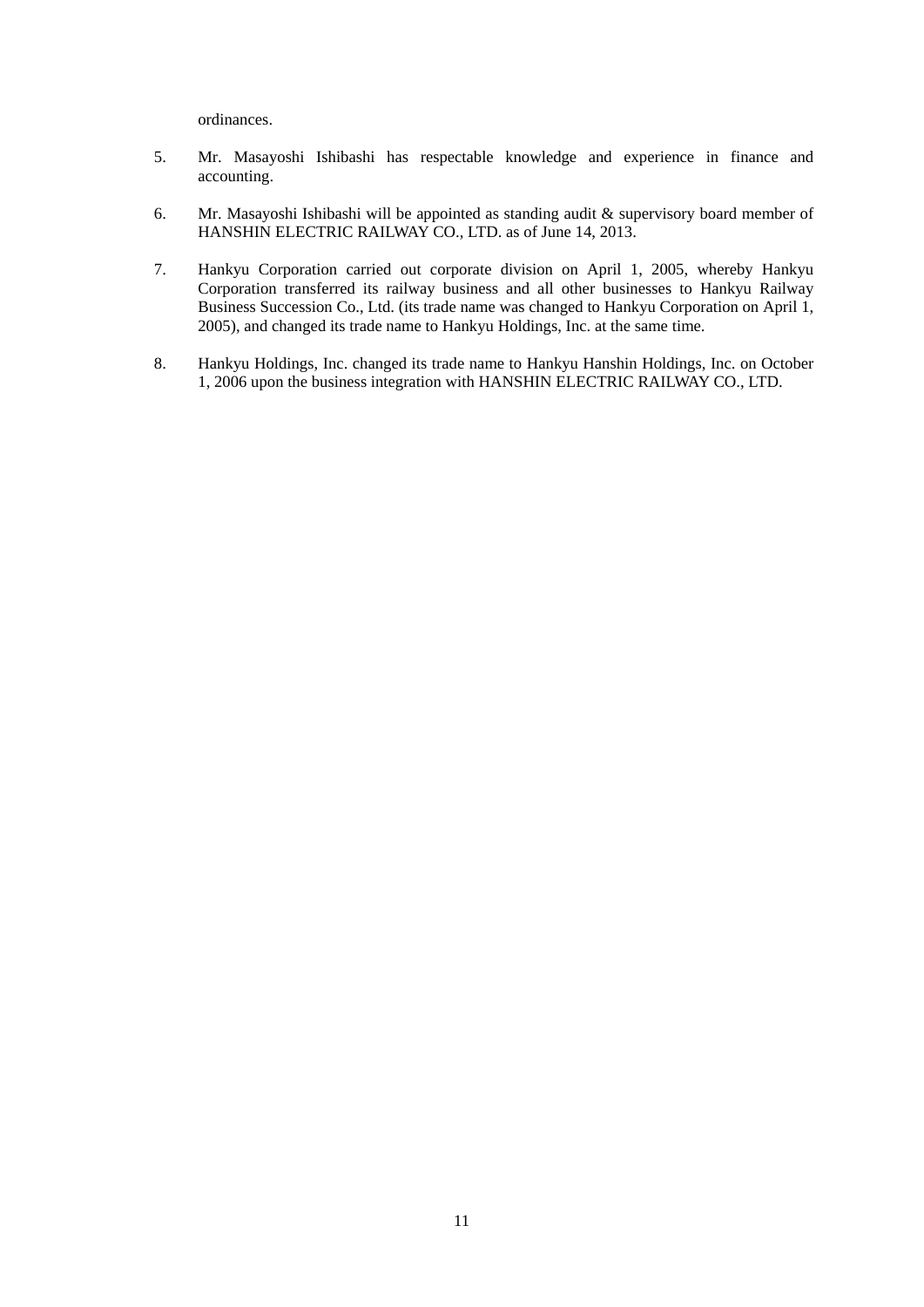ordinances.

5. Mr. Masayoshi Ishibashi has respectable knowledge and experience in finance and accounting.

6. Mr. Masayoshi Ishibashi will be appointed as standing audit & supervisory board member of HANSHIN ELECTRIC RAILWAY CO., LTD. as of June 14, 2013.

7. Hankyu Corporation carried out corporate division on April 1, 2005, whereby Hankyu Corporation transferred its railway business and all other businesses to Hankyu Railway Business Succession Co., Ltd. (its trade name was changed to Hankyu Corporation on April 1, 2005), and changed its trade name to Hankyu Holdings, Inc. at the same time.

8. Hankyu Holdings, Inc. changed its trade name to Hankyu Hanshin Holdings, Inc. on October 1, 2006 upon the business integration with HANSHIN ELECTRIC RAILWAY CO., LTD.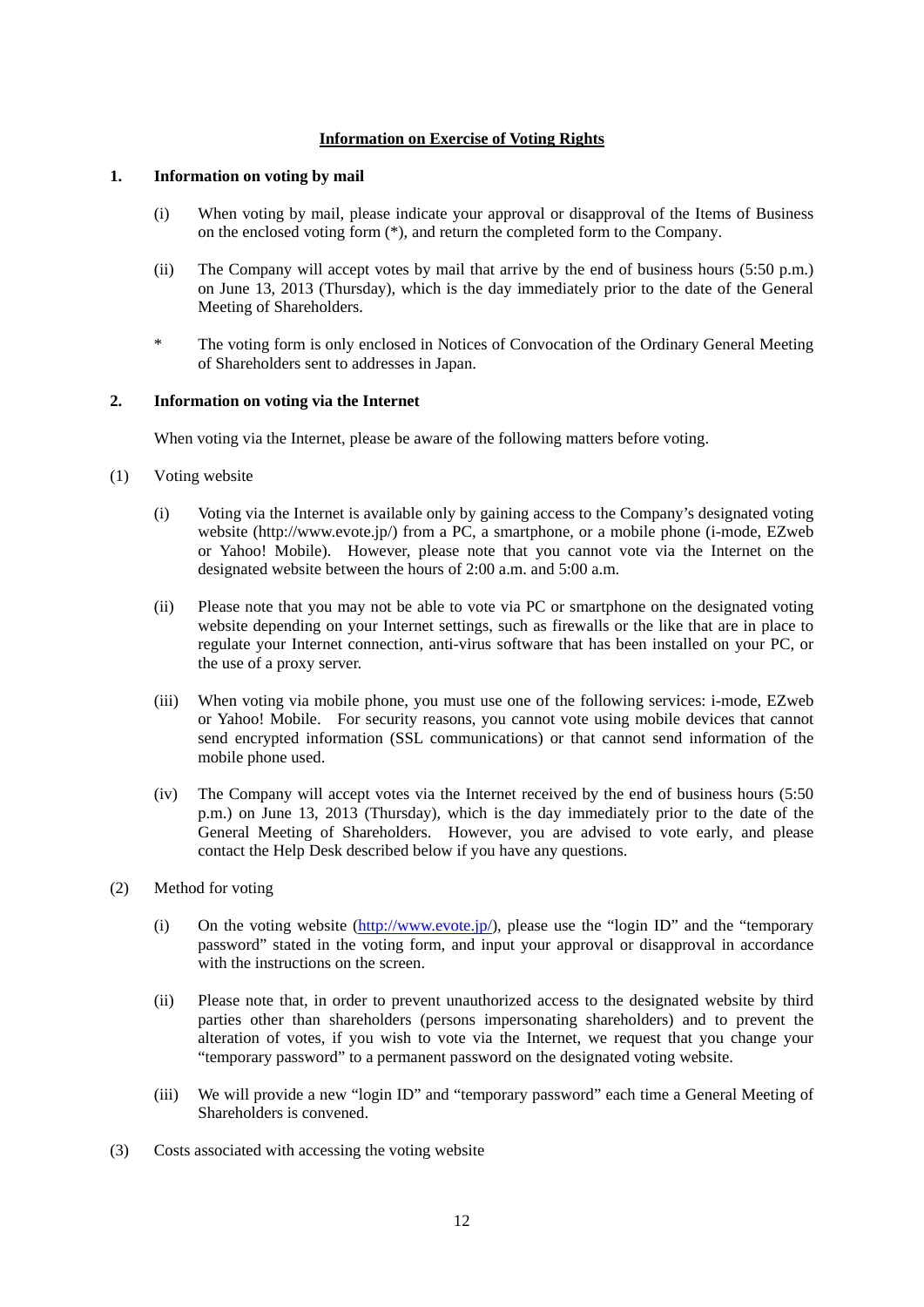## Information on Exercise of Voting Rights

### 1. Information on voting by mail

(i) When voting by mail, please indicate your approval or disapproval of the Items of Business on the enclosed voting form (*), and return the completed form to the Company.

(ii) The Company will accept votes by mail that arrive by the end of business hours (5:50 p.m.) on June 13, 2013 (Thursday), which is the day immediately prior to the date of the General Meeting of Shareholders.

\* The voting form is only enclosed in Notices of Convocation of the Ordinary General Meeting of Shareholders sent to addresses in Japan.

### 2. Information on voting via the Internet

When voting via the Internet, please be aware of the following matters before voting.

(1) Voting website

(i) Voting via the Internet is available only by gaining access to the Company's designated voting website (http://www.evote.jp/) from a PC, a smartphone, or a mobile phone (i-mode, EZweb or Yahoo! Mobile). However, please note that you cannot vote via the Internet on the designated website between the hours of 2:00 a.m. and 5:00 a.m.

(ii) Please note that you may not be able to vote via PC or smartphone on the designated voting website depending on your Internet settings, such as firewalls or the like that are in place to regulate your Internet connection, anti-virus software that has been installed on your PC, or the use of a proxy server.

(iii) When voting via mobile phone, you must use one of the following services: i-mode, EZweb or Yahoo! Mobile. For security reasons, you cannot vote using mobile devices that cannot send encrypted information (SSL communications) or that cannot send information of the mobile phone used.

(iv) The Company will accept votes via the Internet received by the end of business hours (5:50 p.m.) on June 13, 2013 (Thursday), which is the day immediately prior to the date of the General Meeting of Shareholders. However, you are advised to vote early, and please contact the Help Desk described below if you have any questions.

(2) Method for voting

(i) On the voting website (http://www.evote.jp/), please use the "login ID" and the "temporary password" stated in the voting form, and input your approval or disapproval in accordance with the instructions on the screen.

(ii) Please note that, in order to prevent unauthorized access to the designated website by third parties other than shareholders (persons impersonating shareholders) and to prevent the alteration of votes, if you wish to vote via the Internet, we request that you change your "temporary password" to a permanent password on the designated voting website.

(iii) We will provide a new "login ID" and "temporary password" each time a General Meeting of Shareholders is convened.

(3) Costs associated with accessing the voting website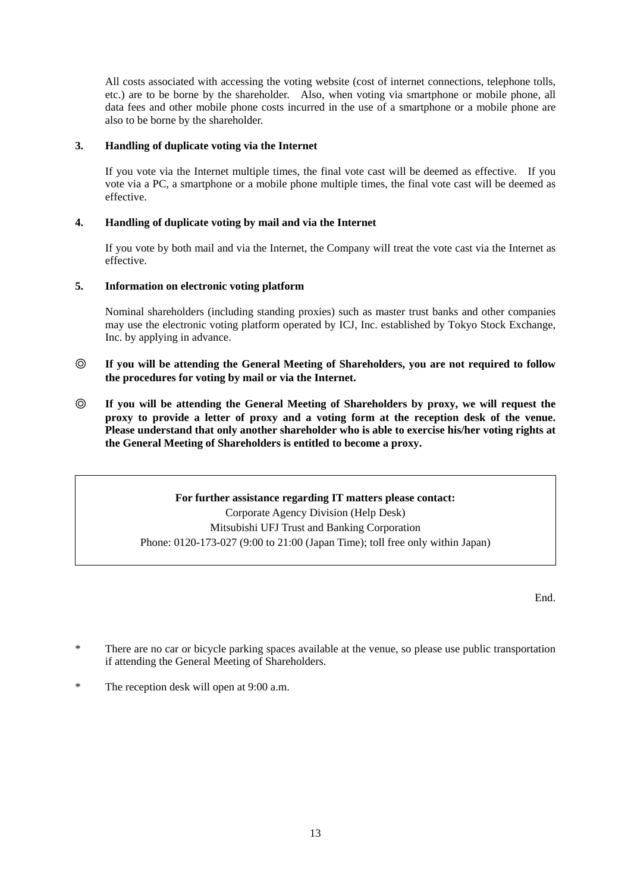All costs associated with accessing the voting website (cost of internet connections, telephone tolls, etc.) are to be borne by the shareholder. Also, when voting via smartphone or mobile phone, all data fees and other mobile phone costs incurred in the use of a smartphone or a mobile phone are also to be borne by the shareholder.

**3. Handling of duplicate voting via the Internet**

If you vote via the Internet multiple times, the final vote cast will be deemed as effective. If you vote via a PC, a smartphone or a mobile phone multiple times, the final vote cast will be deemed as effective.

**4. Handling of duplicate voting by mail and via the Internet**

If you vote by both mail and via the Internet, the Company will treat the vote cast via the Internet as effective.

**5. Information on electronic voting platform**

Nominal shareholders (including standing proxies) such as master trust banks and other companies may use the electronic voting platform operated by ICJ, Inc. established by Tokyo Stock Exchange, Inc. by applying in advance.

◎ **If you will be attending the General Meeting of Shareholders, you are not required to follow the procedures for voting by mail or via the Internet.**

◎ **If you will be attending the General Meeting of Shareholders by proxy, we will request the proxy to provide a letter of proxy and a voting form at the reception desk of the venue. Please understand that only another shareholder who is able to exercise his/her voting rights at the General Meeting of Shareholders is entitled to become a proxy.**

**For further assistance regarding IT matters please contact:**
Corporate Agency Division (Help Desk)
Mitsubishi UFJ Trust and Banking Corporation
Phone: 0120-173-027 (9:00 to 21:00 (Japan Time); toll free only within Japan)

End.

* There are no car or bicycle parking spaces available at the venue, so please use public transportation if attending the General Meeting of Shareholders.

* The reception desk will open at 9:00 a.m.